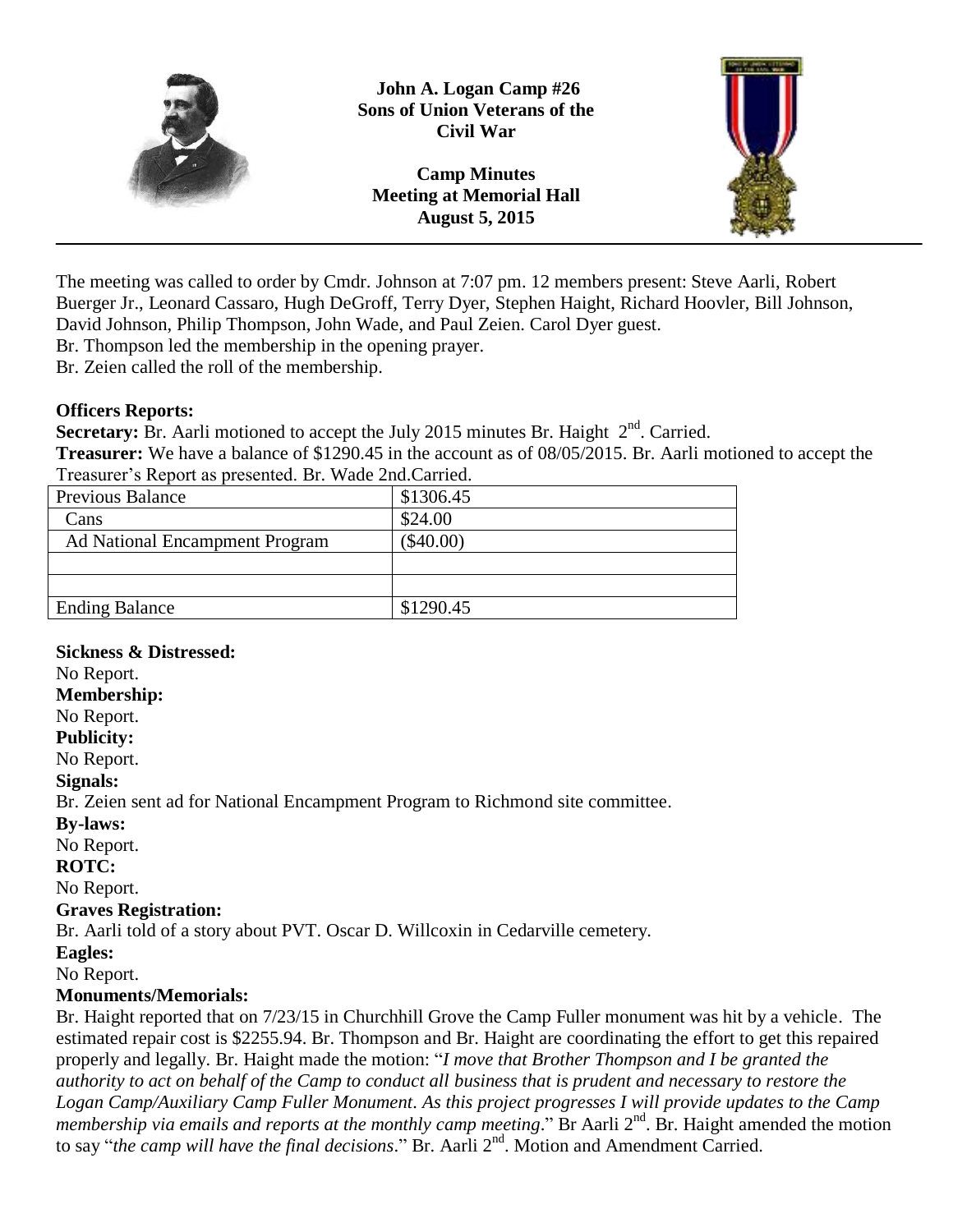# John A. Logan Camp #26
## Sons of Union Veterans of the Civil War

**Camp Minutes**
**Meeting at Memorial Hall**
**August 5, 2015**

---

The meeting was called to order by Cmdr. Johnson at 7:07 pm. 12 members present: Steve Aarli, Robert Buerger Jr., Leonard Cassaro, Hugh DeGroff, Terry Dyer, Stephen Haight, Richard Hoovler, Bill Johnson, David Johnson, Philip Thompson, John Wade, and Paul Zeien. Carol Dyer guest.

Br. Thompson led the membership in the opening prayer.

Br. Zeien called the roll of the membership.

**Officers Reports:**

**Secretary:** Br. Aarli motioned to accept the July 2015 minutes Br. Haight 2nd. Carried.

**Treasurer:** We have a balance of $1290.45 in the account as of 08/05/2015. Br. Aarli motioned to accept the Treasurer's Report as presented. Br. Wade 2nd.Carried.

| Previous Balance | $1306.45 |
|---|---|
| Cans | $24.00 |
| Ad National Encampment Program | ($40.00) |
| | |
| | |
| Ending Balance | $1290.45 |

**Sickness & Distressed:**

No Report.

**Membership:**

No Report.

**Publicity:**

No Report.

**Signals:**

Br. Zeien sent ad for National Encampment Program to Richmond site committee.

**By-laws:**

No Report.

**ROTC:**

No Report.

**Graves Registration:**

Br. Aarli told of a story about PVT. Oscar D. Willcoxin in Cedarville cemetery.

**Eagles:**

No Report.

**Monuments/Memorials:**

Br. Haight reported that on 7/23/15 in Churchhill Grove the Camp Fuller monument was hit by a vehicle. The estimated repair cost is $2255.94. Br. Thompson and Br. Haight are coordinating the effort to get this repaired properly and legally. Br. Haight made the motion: "*I move that Brother Thompson and I be granted the authority to act on behalf of the Camp to conduct all business that is prudent and necessary to restore the Logan Camp/Auxiliary Camp Fuller Monument. As this project progresses I will provide updates to the Camp membership via emails and reports at the monthly camp meeting*." Br Aarli 2nd. Br. Haight amended the motion to say "*the camp will have the final decisions*." Br. Aarli 2nd. Motion and Amendment Carried.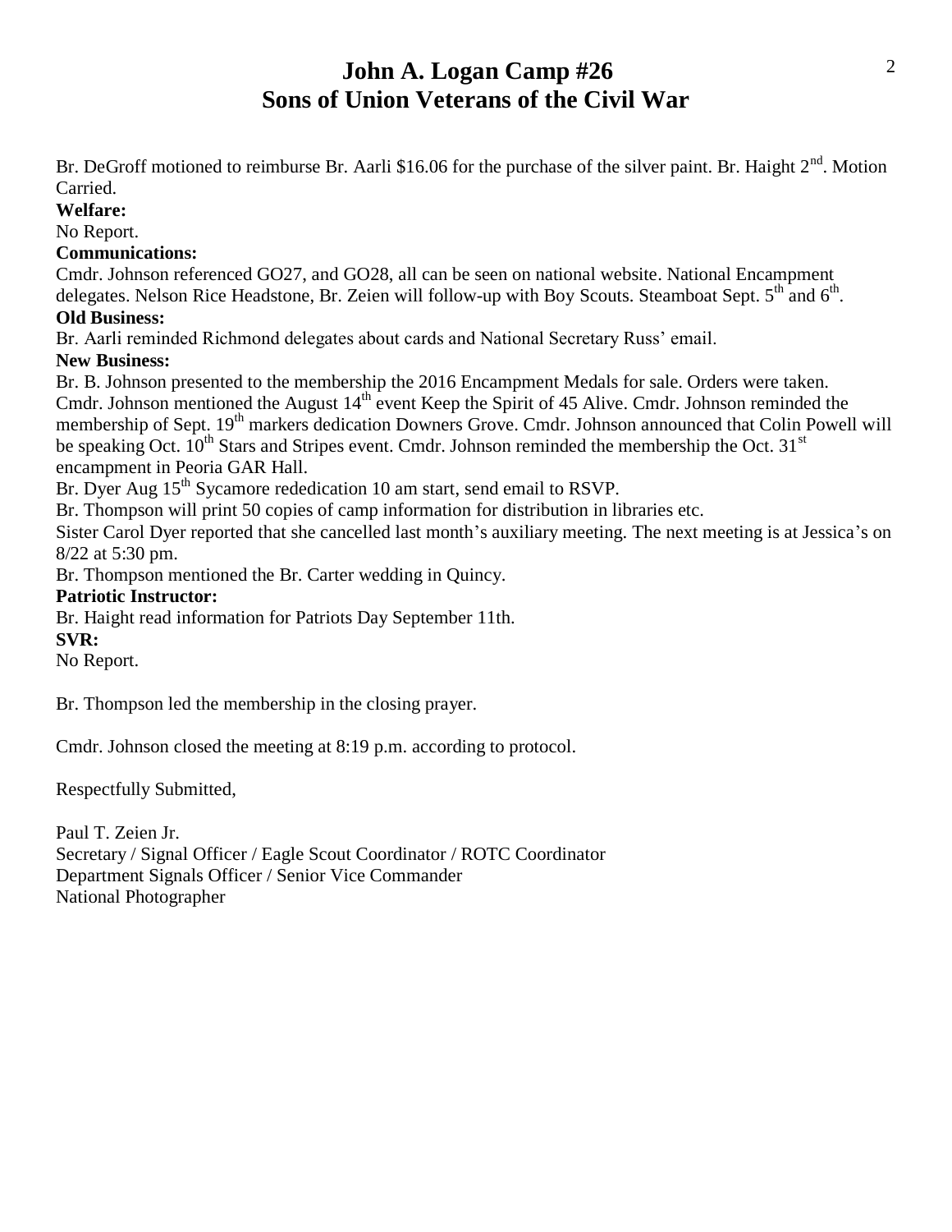# John A. Logan Camp #26
# Sons of Union Veterans of the Civil War

Br. DeGroff motioned to reimburse Br. Aarli $16.06 for the purchase of the silver paint. Br. Haight 2nd. Motion Carried.

**Welfare:**

No Report.

**Communications:**

Cmdr. Johnson referenced GO27, and GO28, all can be seen on national website. National Encampment delegates. Nelson Rice Headstone, Br. Zeien will follow-up with Boy Scouts. Steamboat Sept. 5th and 6th.

**Old Business:**

Br. Aarli reminded Richmond delegates about cards and National Secretary Russ' email.

**New Business:**

Br. B. Johnson presented to the membership the 2016 Encampment Medals for sale. Orders were taken. Cmdr. Johnson mentioned the August 14th event Keep the Spirit of 45 Alive. Cmdr. Johnson reminded the membership of Sept. 19th markers dedication Downers Grove. Cmdr. Johnson announced that Colin Powell will be speaking Oct. 10th Stars and Stripes event. Cmdr. Johnson reminded the membership the Oct. 31st encampment in Peoria GAR Hall.

Br. Dyer Aug 15th Sycamore rededication 10 am start, send email to RSVP.

Br. Thompson will print 50 copies of camp information for distribution in libraries etc.

Sister Carol Dyer reported that she cancelled last month's auxiliary meeting. The next meeting is at Jessica's on 8/22 at 5:30 pm.

Br. Thompson mentioned the Br. Carter wedding in Quincy.

**Patriotic Instructor:**

Br. Haight read information for Patriots Day September 11th.

**SVR:**

No Report.

Br. Thompson led the membership in the closing prayer.

Cmdr. Johnson closed the meeting at 8:19 p.m. according to protocol.

Respectfully Submitted,

Paul T. Zeien Jr.
Secretary / Signal Officer / Eagle Scout Coordinator / ROTC Coordinator
Department Signals Officer / Senior Vice Commander
National Photographer